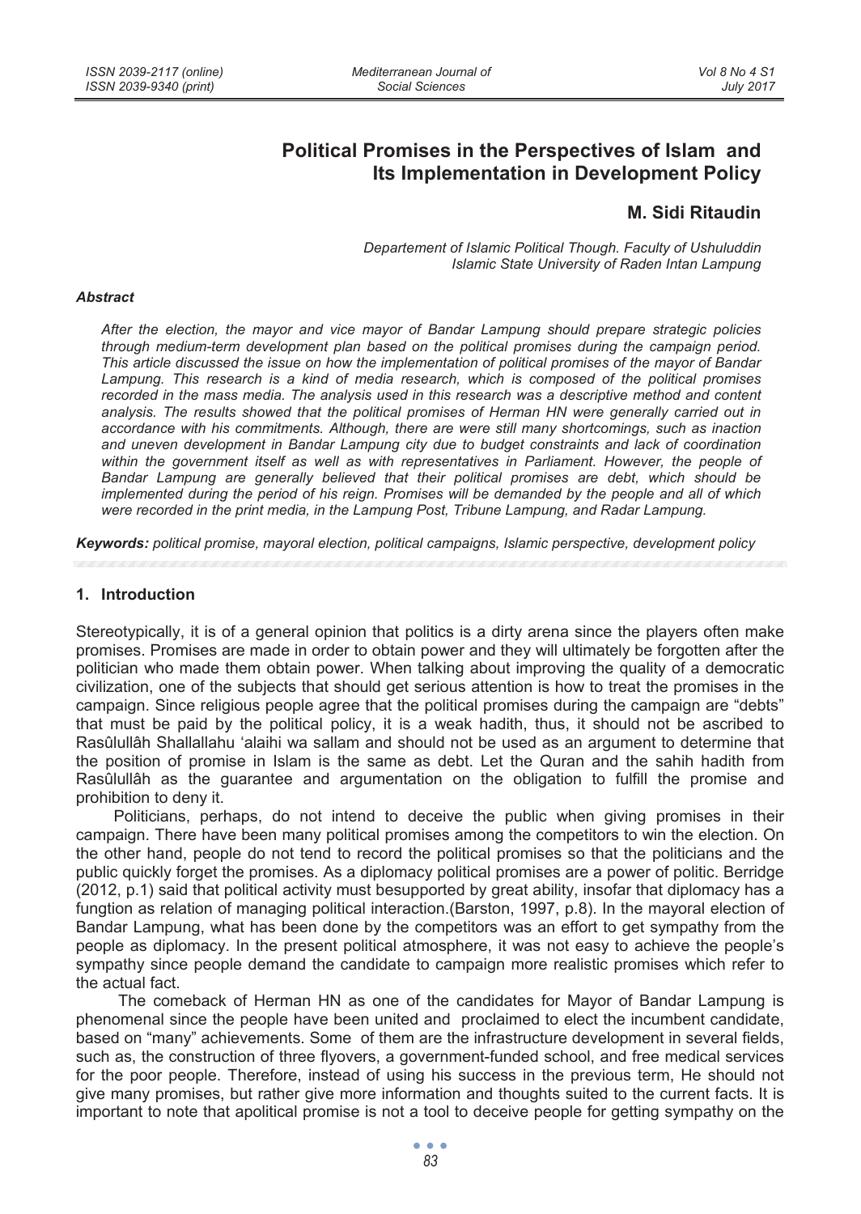# Political Promises in the Perspectives of Islam and Its Implementation in Development Policy

## M. Sidi Ritaudin

*Departement of Islamic Political Though. Faculty of Ushuluddin*
*Islamic State University of Raden Intan Lampung*

### *Abstract*

*After the election, the mayor and vice mayor of Bandar Lampung should prepare strategic policies through medium-term development plan based on the political promises during the campaign period. This article discussed the issue on how the implementation of political promises of the mayor of Bandar Lampung. This research is a kind of media research, which is composed of the political promises recorded in the mass media. The analysis used in this research was a descriptive method and content analysis. The results showed that the political promises of Herman HN were generally carried out in accordance with his commitments. Although, there are were still many shortcomings, such as inaction and uneven development in Bandar Lampung city due to budget constraints and lack of coordination within the government itself as well as with representatives in Parliament. However, the people of Bandar Lampung are generally believed that their political promises are debt, which should be implemented during the period of his reign. Promises will be demanded by the people and all of which were recorded in the print media, in the Lampung Post, Tribune Lampung, and Radar Lampung.*

***Keywords:*** *political promise, mayoral election, political campaigns, Islamic perspective, development policy*

## 1. Introduction

Stereotypically, it is of a general opinion that politics is a dirty arena since the players often make promises. Promises are made in order to obtain power and they will ultimately be forgotten after the politician who made them obtain power. When talking about improving the quality of a democratic civilization, one of the subjects that should get serious attention is how to treat the promises in the campaign. Since religious people agree that the political promises during the campaign are "debts" that must be paid by the political policy, it is a weak hadith, thus, it should not be ascribed to Rasûlullâh Shallallahu 'alaihi wa sallam and should not be used as an argument to determine that the position of promise in Islam is the same as debt. Let the Quran and the sahih hadith from Rasûlullâh as the guarantee and argumentation on the obligation to fulfill the promise and prohibition to deny it.

Politicians, perhaps, do not intend to deceive the public when giving promises in their campaign. There have been many political promises among the competitors to win the election. On the other hand, people do not tend to record the political promises so that the politicians and the public quickly forget the promises. As a diplomacy political promises are a power of politic. Berridge (2012, p.1) said that political activity must besupported by great ability, insofar that diplomacy has a fungtion as relation of managing political interaction.(Barston, 1997, p.8). In the mayoral election of Bandar Lampung, what has been done by the competitors was an effort to get sympathy from the people as diplomacy. In the present political atmosphere, it was not easy to achieve the people's sympathy since people demand the candidate to campaign more realistic promises which refer to the actual fact.

The comeback of Herman HN as one of the candidates for Mayor of Bandar Lampung is phenomenal since the people have been united and proclaimed to elect the incumbent candidate, based on "many" achievements. Some of them are the infrastructure development in several fields, such as, the construction of three flyovers, a government-funded school, and free medical services for the poor people. Therefore, instead of using his success in the previous term, He should not give many promises, but rather give more information and thoughts suited to the current facts. It is important to note that apolitical promise is not a tool to deceive people for getting sympathy on the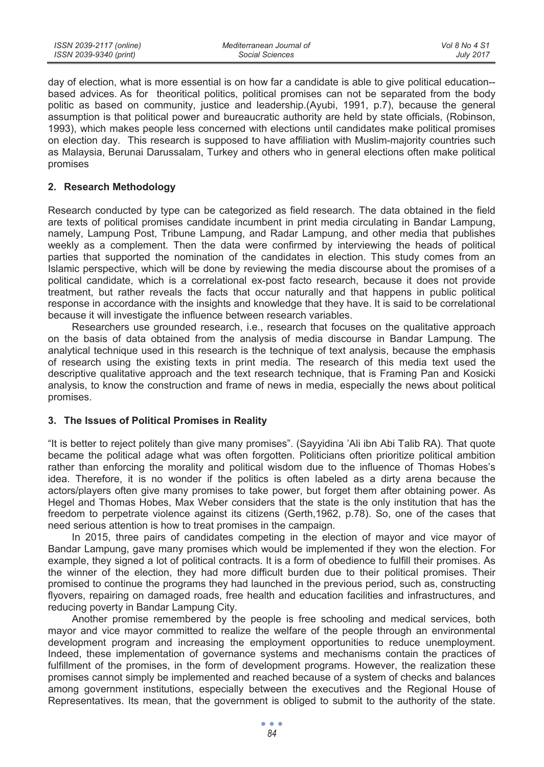day of election, what is more essential is on how far a candidate is able to give political education--based advices. As for theoritical politics, political promises can not be separated from the body politic as based on community, justice and leadership.(Ayubi, 1991, p.7), because the general assumption is that political power and bureaucratic authority are held by state officials, (Robinson, 1993), which makes people less concerned with elections until candidates make political promises on election day. This research is supposed to have affiliation with Muslim-majority countries such as Malaysia, Berunai Darussalam, Turkey and others who in general elections often make political promises

## 2. Research Methodology

Research conducted by type can be categorized as field research. The data obtained in the field are texts of political promises candidate incumbent in print media circulating in Bandar Lampung, namely, Lampung Post, Tribune Lampung, and Radar Lampung, and other media that publishes weekly as a complement. Then the data were confirmed by interviewing the heads of political parties that supported the nomination of the candidates in election. This study comes from an Islamic perspective, which will be done by reviewing the media discourse about the promises of a political candidate, which is a correlational ex-post facto research, because it does not provide treatment, but rather reveals the facts that occur naturally and that happens in public political response in accordance with the insights and knowledge that they have. It is said to be correlational because it will investigate the influence between research variables.

Researchers use grounded research, i.e., research that focuses on the qualitative approach on the basis of data obtained from the analysis of media discourse in Bandar Lampung. The analytical technique used in this research is the technique of text analysis, because the emphasis of research using the existing texts in print media. The research of this media text used the descriptive qualitative approach and the text research technique, that is Framing Pan and Kosicki analysis, to know the construction and frame of news in media, especially the news about political promises.

## 3. The Issues of Political Promises in Reality

"It is better to reject politely than give many promises". (Sayyidina 'Ali ibn Abi Talib RA). That quote became the political adage what was often forgotten. Politicians often prioritize political ambition rather than enforcing the morality and political wisdom due to the influence of Thomas Hobes's idea. Therefore, it is no wonder if the politics is often labeled as a dirty arena because the actors/players often give many promises to take power, but forget them after obtaining power. As Hegel and Thomas Hobes, Max Weber considers that the state is the only institution that has the freedom to perpetrate violence against its citizens (Gerth,1962, p.78). So, one of the cases that need serious attention is how to treat promises in the campaign.

In 2015, three pairs of candidates competing in the election of mayor and vice mayor of Bandar Lampung, gave many promises which would be implemented if they won the election. For example, they signed a lot of political contracts. It is a form of obedience to fulfill their promises. As the winner of the election, they had more difficult burden due to their political promises. Their promised to continue the programs they had launched in the previous period, such as, constructing flyovers, repairing on damaged roads, free health and education facilities and infrastructures, and reducing poverty in Bandar Lampung City.

Another promise remembered by the people is free schooling and medical services, both mayor and vice mayor committed to realize the welfare of the people through an environmental development program and increasing the employment opportunities to reduce unemployment. Indeed, these implementation of governance systems and mechanisms contain the practices of fulfillment of the promises, in the form of development programs. However, the realization these promises cannot simply be implemented and reached because of a system of checks and balances among government institutions, especially between the executives and the Regional House of Representatives. Its mean, that the government is obliged to submit to the authority of the state.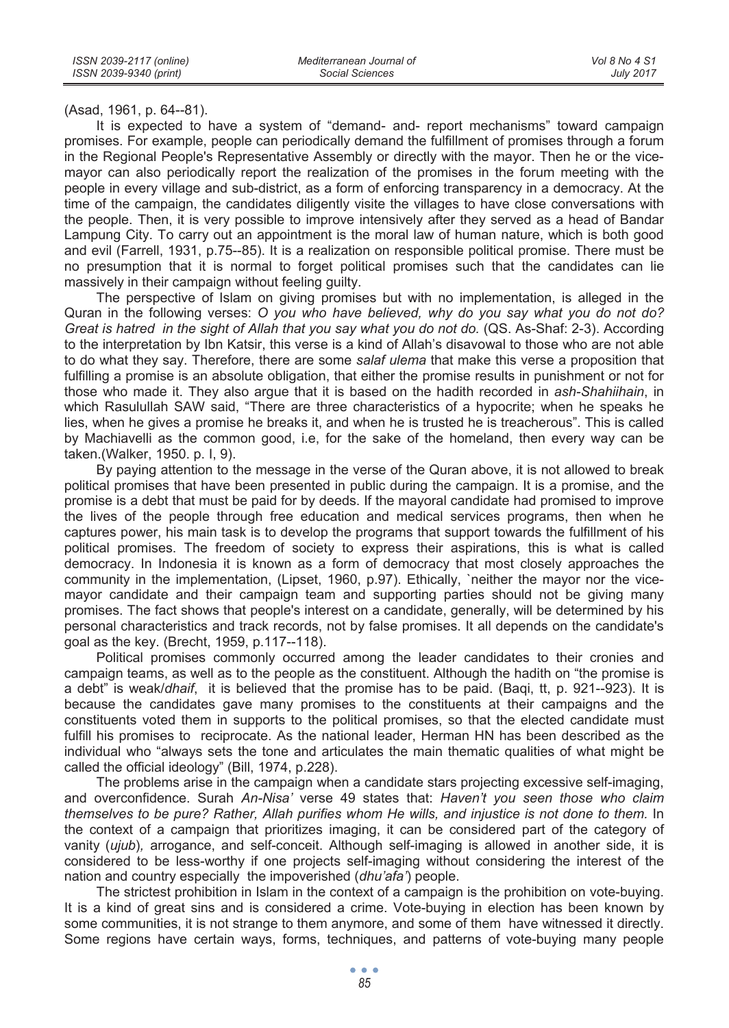(Asad, 1961, p. 64--81).

It is expected to have a system of "demand- and- report mechanisms" toward campaign promises. For example, people can periodically demand the fulfillment of promises through a forum in the Regional People's Representative Assembly or directly with the mayor. Then he or the vice-mayor can also periodically report the realization of the promises in the forum meeting with the people in every village and sub-district, as a form of enforcing transparency in a democracy. At the time of the campaign, the candidates diligently visite the villages to have close conversations with the people. Then, it is very possible to improve intensively after they served as a head of Bandar Lampung City. To carry out an appointment is the moral law of human nature, which is both good and evil (Farrell, 1931, p.75--85). It is a realization on responsible political promise. There must be no presumption that it is normal to forget political promises such that the candidates can lie massively in their campaign without feeling guilty.

The perspective of Islam on giving promises but with no implementation, is alleged in the Quran in the following verses: *O you who have believed, why do you say what you do not do? Great is hatred in the sight of Allah that you say what you do not do.* (QS. As-Shaf: 2-3). According to the interpretation by Ibn Katsir, this verse is a kind of Allah's disavowal to those who are not able to do what they say. Therefore, there are some *salaf ulema* that make this verse a proposition that fulfilling a promise is an absolute obligation, that either the promise results in punishment or not for those who made it. They also argue that it is based on the hadith recorded in *ash-Shahiihain*, in which Rasulullah SAW said, "There are three characteristics of a hypocrite; when he speaks he lies, when he gives a promise he breaks it, and when he is trusted he is treacherous". This is called by Machiavelli as the common good, i.e, for the sake of the homeland, then every way can be taken.(Walker, 1950. p. I, 9).

By paying attention to the message in the verse of the Quran above, it is not allowed to break political promises that have been presented in public during the campaign. It is a promise, and the promise is a debt that must be paid for by deeds. If the mayoral candidate had promised to improve the lives of the people through free education and medical services programs, then when he captures power, his main task is to develop the programs that support towards the fulfillment of his political promises. The freedom of society to express their aspirations, this is what is called democracy. In Indonesia it is known as a form of democracy that most closely approaches the community in the implementation, (Lipset, 1960, p.97). Ethically, `neither the mayor nor the vice-mayor candidate and their campaign team and supporting parties should not be giving many promises. The fact shows that people's interest on a candidate, generally, will be determined by his personal characteristics and track records, not by false promises. It all depends on the candidate's goal as the key. (Brecht, 1959, p.117--118).

Political promises commonly occurred among the leader candidates to their cronies and campaign teams, as well as to the people as the constituent. Although the hadith on "the promise is a debt" is weak/*dhaif*, it is believed that the promise has to be paid. (Baqi, tt, p. 921--923). It is because the candidates gave many promises to the constituents at their campaigns and the constituents voted them in supports to the political promises, so that the elected candidate must fulfill his promises to reciprocate. As the national leader, Herman HN has been described as the individual who "always sets the tone and articulates the main thematic qualities of what might be called the official ideology" (Bill, 1974, p.228).

The problems arise in the campaign when a candidate stars projecting excessive self-imaging, and overconfidence. Surah *An-Nisa'* verse 49 states that: *Haven't you seen those who claim themselves to be pure? Rather, Allah purifies whom He wills, and injustice is not done to them.* In the context of a campaign that prioritizes imaging, it can be considered part of the category of vanity (*ujub*)*,* arrogance, and self-conceit. Although self-imaging is allowed in another side, it is considered to be less-worthy if one projects self-imaging without considering the interest of the nation and country especially the impoverished (*dhu'afa'*) people.

The strictest prohibition in Islam in the context of a campaign is the prohibition on vote-buying. It is a kind of great sins and is considered a crime. Vote-buying in election has been known by some communities, it is not strange to them anymore, and some of them have witnessed it directly. Some regions have certain ways, forms, techniques, and patterns of vote-buying many people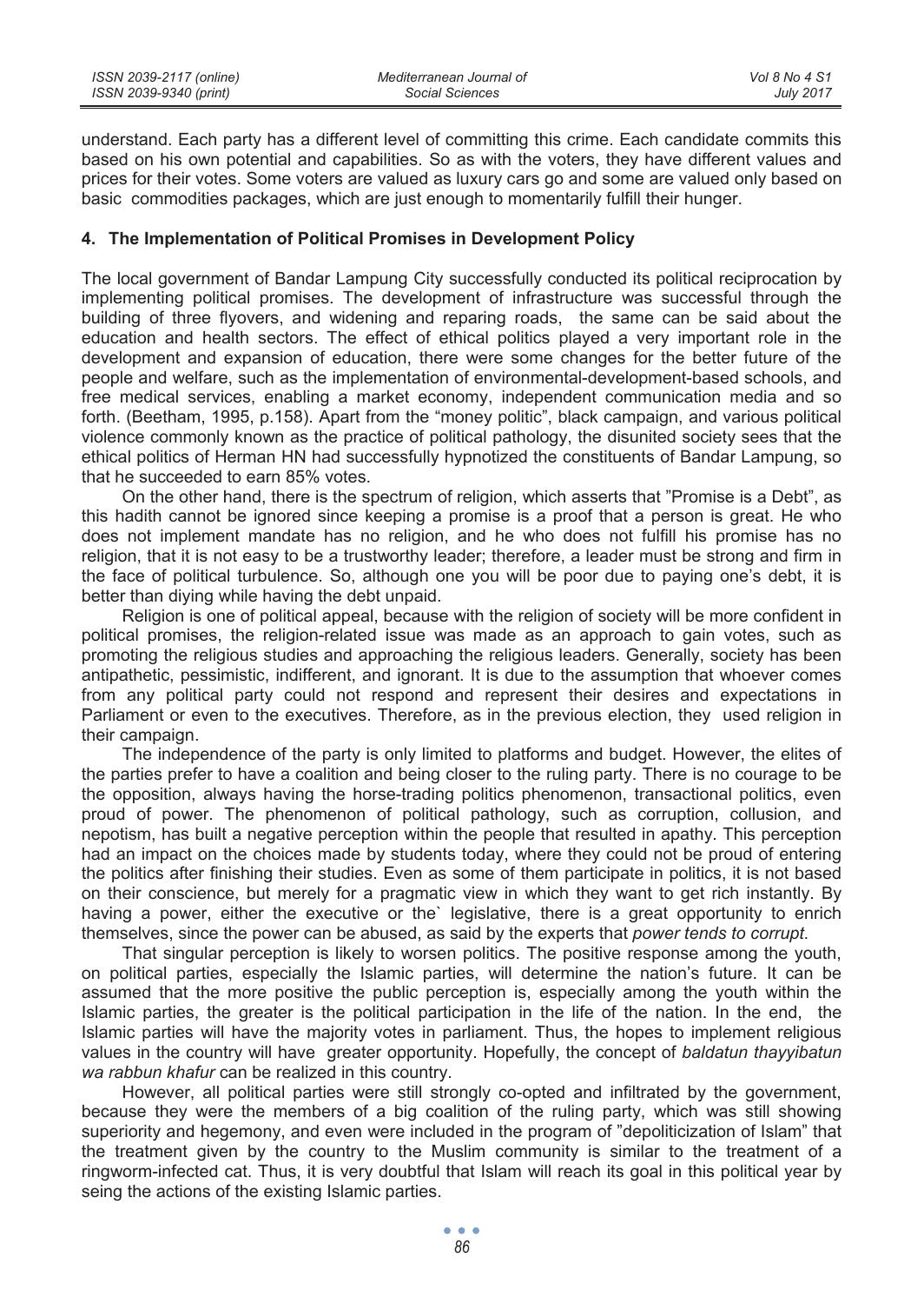understand. Each party has a different level of committing this crime. Each candidate commits this based on his own potential and capabilities. So as with the voters, they have different values and prices for their votes. Some voters are valued as luxury cars go and some are valued only based on basic commodities packages, which are just enough to momentarily fulfill their hunger.

## 4. The Implementation of Political Promises in Development Policy

The local government of Bandar Lampung City successfully conducted its political reciprocation by implementing political promises. The development of infrastructure was successful through the building of three flyovers, and widening and reparing roads, the same can be said about the education and health sectors. The effect of ethical politics played a very important role in the development and expansion of education, there were some changes for the better future of the people and welfare, such as the implementation of environmental-development-based schools, and free medical services, enabling a market economy, independent communication media and so forth. (Beetham, 1995, p.158). Apart from the "money politic", black campaign, and various political violence commonly known as the practice of political pathology, the disunited society sees that the ethical politics of Herman HN had successfully hypnotized the constituents of Bandar Lampung, so that he succeeded to earn 85% votes.

On the other hand, there is the spectrum of religion, which asserts that "Promise is a Debt", as this hadith cannot be ignored since keeping a promise is a proof that a person is great. He who does not implement mandate has no religion, and he who does not fulfill his promise has no religion, that it is not easy to be a trustworthy leader; therefore, a leader must be strong and firm in the face of political turbulence. So, although one you will be poor due to paying one's debt, it is better than diying while having the debt unpaid.

Religion is one of political appeal, because with the religion of society will be more confident in political promises, the religion-related issue was made as an approach to gain votes, such as promoting the religious studies and approaching the religious leaders. Generally, society has been antipathetic, pessimistic, indifferent, and ignorant. It is due to the assumption that whoever comes from any political party could not respond and represent their desires and expectations in Parliament or even to the executives. Therefore, as in the previous election, they used religion in their campaign.

The independence of the party is only limited to platforms and budget. However, the elites of the parties prefer to have a coalition and being closer to the ruling party. There is no courage to be the opposition, always having the horse-trading politics phenomenon, transactional politics, even proud of power. The phenomenon of political pathology, such as corruption, collusion, and nepotism, has built a negative perception within the people that resulted in apathy. This perception had an impact on the choices made by students today, where they could not be proud of entering the politics after finishing their studies. Even as some of them participate in politics, it is not based on their conscience, but merely for a pragmatic view in which they want to get rich instantly. By having a power, either the executive or the` legislative, there is a great opportunity to enrich themselves, since the power can be abused, as said by the experts that *power tends to corrupt.*

That singular perception is likely to worsen politics. The positive response among the youth, on political parties, especially the Islamic parties, will determine the nation's future. It can be assumed that the more positive the public perception is, especially among the youth within the Islamic parties, the greater is the political participation in the life of the nation. In the end, the Islamic parties will have the majority votes in parliament. Thus, the hopes to implement religious values in the country will have greater opportunity. Hopefully, the concept of *baldatun thayyibatun wa rabbun khafur* can be realized in this country.

However, all political parties were still strongly co-opted and infiltrated by the government, because they were the members of a big coalition of the ruling party, which was still showing superiority and hegemony, and even were included in the program of "depoliticization of Islam" that the treatment given by the country to the Muslim community is similar to the treatment of a ringworm-infected cat. Thus, it is very doubtful that Islam will reach its goal in this political year by seing the actions of the existing Islamic parties.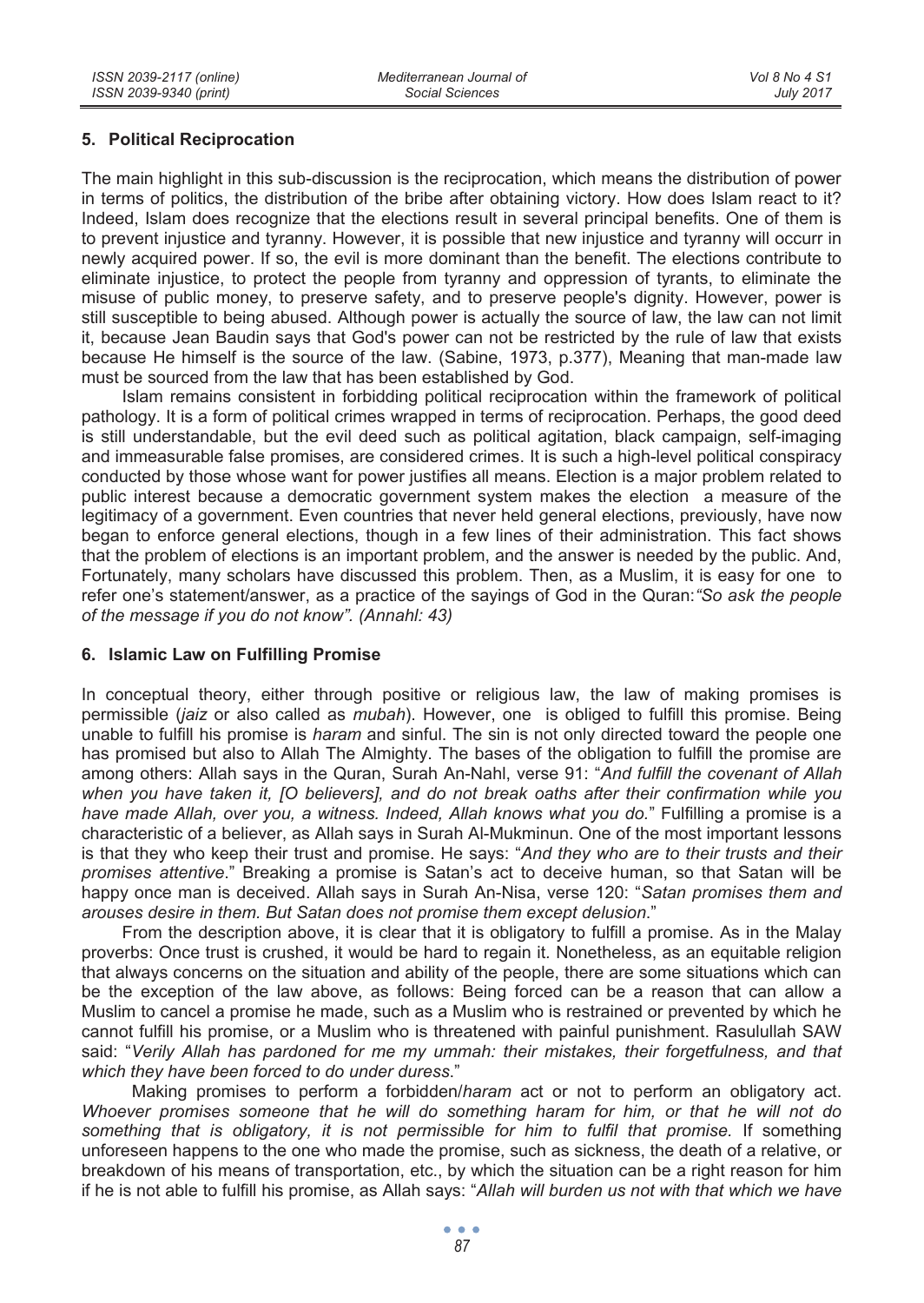## 5. Political Reciprocation

The main highlight in this sub-discussion is the reciprocation, which means the distribution of power in terms of politics, the distribution of the bribe after obtaining victory. How does Islam react to it? Indeed, Islam does recognize that the elections result in several principal benefits. One of them is to prevent injustice and tyranny. However, it is possible that new injustice and tyranny will occurr in newly acquired power. If so, the evil is more dominant than the benefit. The elections contribute to eliminate injustice, to protect the people from tyranny and oppression of tyrants, to eliminate the misuse of public money, to preserve safety, and to preserve people's dignity. However, power is still susceptible to being abused. Although power is actually the source of law, the law can not limit it, because Jean Baudin says that God's power can not be restricted by the rule of law that exists because He himself is the source of the law. (Sabine, 1973, p.377), Meaning that man-made law must be sourced from the law that has been established by God.

Islam remains consistent in forbidding political reciprocation within the framework of political pathology. It is a form of political crimes wrapped in terms of reciprocation. Perhaps, the good deed is still understandable, but the evil deed such as political agitation, black campaign, self-imaging and immeasurable false promises, are considered crimes. It is such a high-level political conspiracy conducted by those whose want for power justifies all means. Election is a major problem related to public interest because a democratic government system makes the election a measure of the legitimacy of a government. Even countries that never held general elections, previously, have now began to enforce general elections, though in a few lines of their administration. This fact shows that the problem of elections is an important problem, and the answer is needed by the public. And, Fortunately, many scholars have discussed this problem. Then, as a Muslim, it is easy for one to refer one's statement/answer, as a practice of the sayings of God in the Quran:*"So ask the people of the message if you do not know". (Annahl: 43)*

## 6. Islamic Law on Fulfilling Promise

In conceptual theory, either through positive or religious law, the law of making promises is permissible (*jaiz* or also called as *mubah*). However, one is obliged to fulfill this promise. Being unable to fulfill his promise is *haram* and sinful. The sin is not only directed toward the people one has promised but also to Allah The Almighty. The bases of the obligation to fulfill the promise are among others: Allah says in the Quran, Surah An-Nahl, verse 91: "*And fulfill the covenant of Allah when you have taken it, [O believers], and do not break oaths after their confirmation while you have made Allah, over you, a witness. Indeed, Allah knows what you do.*" Fulfilling a promise is a characteristic of a believer, as Allah says in Surah Al-Mukminun. One of the most important lessons is that they who keep their trust and promise. He says: "*And they who are to their trusts and their promises attentive*." Breaking a promise is Satan's act to deceive human, so that Satan will be happy once man is deceived. Allah says in Surah An-Nisa, verse 120: "*Satan promises them and arouses desire in them. But Satan does not promise them except delusion*."

From the description above, it is clear that it is obligatory to fulfill a promise. As in the Malay proverbs: Once trust is crushed, it would be hard to regain it. Nonetheless, as an equitable religion that always concerns on the situation and ability of the people, there are some situations which can be the exception of the law above, as follows: Being forced can be a reason that can allow a Muslim to cancel a promise he made, such as a Muslim who is restrained or prevented by which he cannot fulfill his promise, or a Muslim who is threatened with painful punishment. Rasulullah SAW said: "*Verily Allah has pardoned for me my ummah: their mistakes, their forgetfulness, and that which they have been forced to do under duress*."

Making promises to perform a forbidden/*haram* act or not to perform an obligatory act. *Whoever promises someone that he will do something haram for him, or that he will not do something that is obligatory, it is not permissible for him to fulfil that promise.* If something unforeseen happens to the one who made the promise, such as sickness, the death of a relative, or breakdown of his means of transportation, etc., by which the situation can be a right reason for him if he is not able to fulfill his promise, as Allah says: "*Allah will burden us not with that which we have*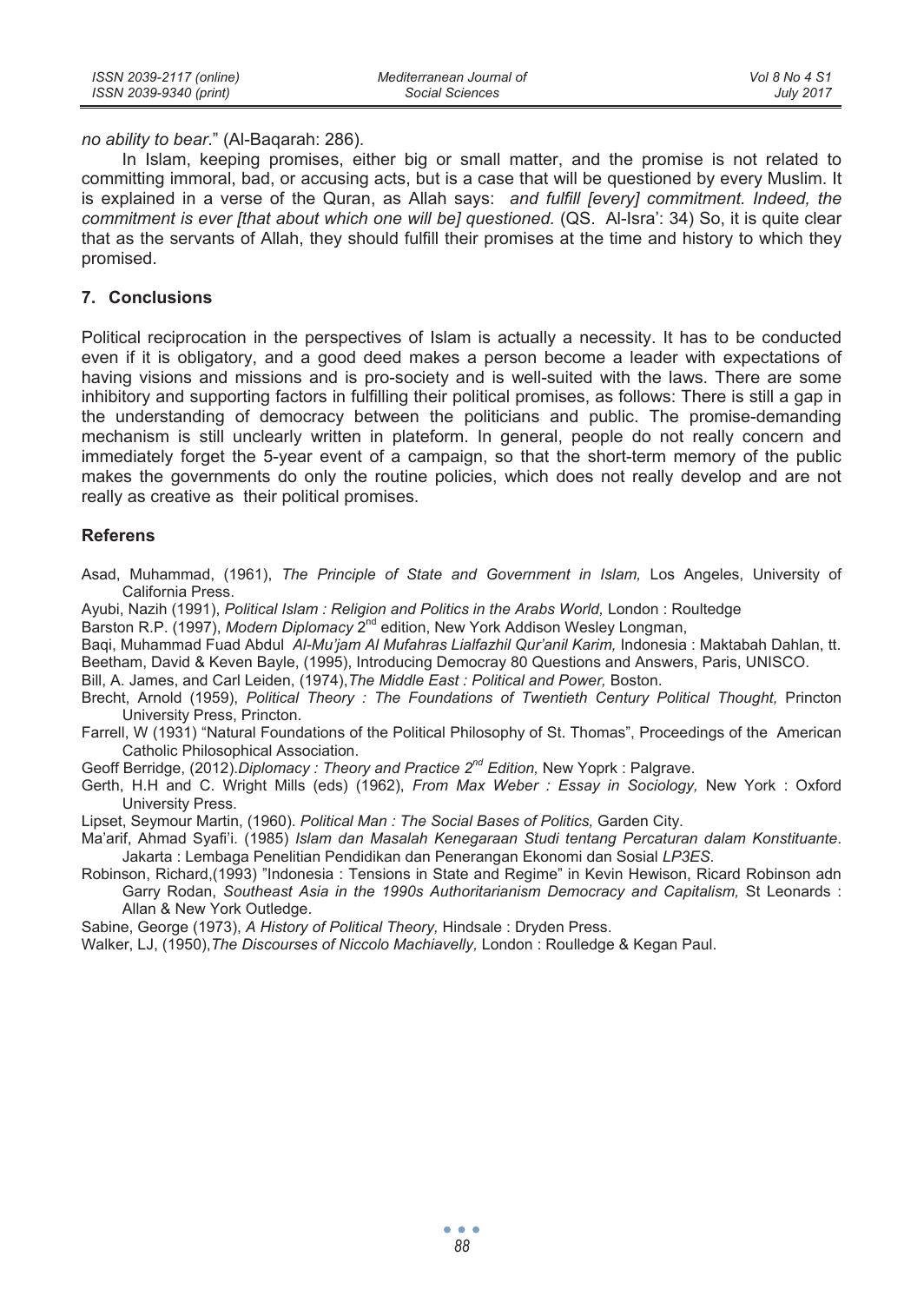*no ability to bear*." (Al-Baqarah: 286).

In Islam, keeping promises, either big or small matter, and the promise is not related to committing immoral, bad, or accusing acts, but is a case that will be questioned by every Muslim. It is explained in a verse of the Quran, as Allah says: *and fulfill [every] commitment. Indeed, the commitment is ever [that about which one will be] questioned.* (QS. Al-Isra': 34) So, it is quite clear that as the servants of Allah, they should fulfill their promises at the time and history to which they promised.

## 7. Conclusions

Political reciprocation in the perspectives of Islam is actually a necessity. It has to be conducted even if it is obligatory, and a good deed makes a person become a leader with expectations of having visions and missions and is pro-society and is well-suited with the laws. There are some inhibitory and supporting factors in fulfilling their political promises, as follows: There is still a gap in the understanding of democracy between the politicians and public. The promise-demanding mechanism is still unclearly written in plateform. In general, people do not really concern and immediately forget the 5-year event of a campaign, so that the short-term memory of the public makes the governments do only the routine policies, which does not really develop and are not really as creative as their political promises.

## Referens

Asad, Muhammad, (1961), *The Principle of State and Government in Islam,* Los Angeles, University of California Press.

Ayubi, Nazih (1991), *Political Islam : Religion and Politics in the Arabs World,* London : Roultedge

Barston R.P. (1997), *Modern Diplomacy* 2nd edition, New York Addison Wesley Longman,

Baqi, Muhammad Fuad Abdul *Al-Mu'jam Al Mufahras Lialfazhil Qur'anil Karim,* Indonesia : Maktabah Dahlan, tt.

Beetham, David & Keven Bayle, (1995), Introducing Democray 80 Questions and Answers, Paris, UNISCO.

Bill, A. James, and Carl Leiden, (1974),*The Middle East : Political and Power,* Boston.

Brecht, Arnold (1959), *Political Theory : The Foundations of Twentieth Century Political Thought,* Princton University Press, Princton.

Farrell, W (1931) "Natural Foundations of the Political Philosophy of St. Thomas", Proceedings of the American Catholic Philosophical Association.

Geoff Berridge, (2012).*Diplomacy : Theory and Practice 2nd Edition,* New Yoprk : Palgrave.

Gerth, H.H and C. Wright Mills (eds) (1962), *From Max Weber : Essay in Sociology,* New York : Oxford University Press.

Lipset, Seymour Martin, (1960). *Political Man : The Social Bases of Politics,* Garden City.

Ma'arif, Ahmad Syafi'i. (1985) *Islam dan Masalah Kenegaraan Studi tentang Percaturan dalam Konstituante*. Jakarta : Lembaga Penelitian Pendidikan dan Penerangan Ekonomi dan Sosial *LP3ES*.

Robinson, Richard,(1993) "Indonesia : Tensions in State and Regime" in Kevin Hewison, Ricard Robinson adn Garry Rodan, *Southeast Asia in the 1990s Authoritarianism Democracy and Capitalism,* St Leonards : Allan & New York Outledge.

Sabine, George (1973), *A History of Political Theory,* Hindsale : Dryden Press.

Walker, LJ, (1950),*The Discourses of Niccolo Machiavelly,* London : Roulledge & Kegan Paul.